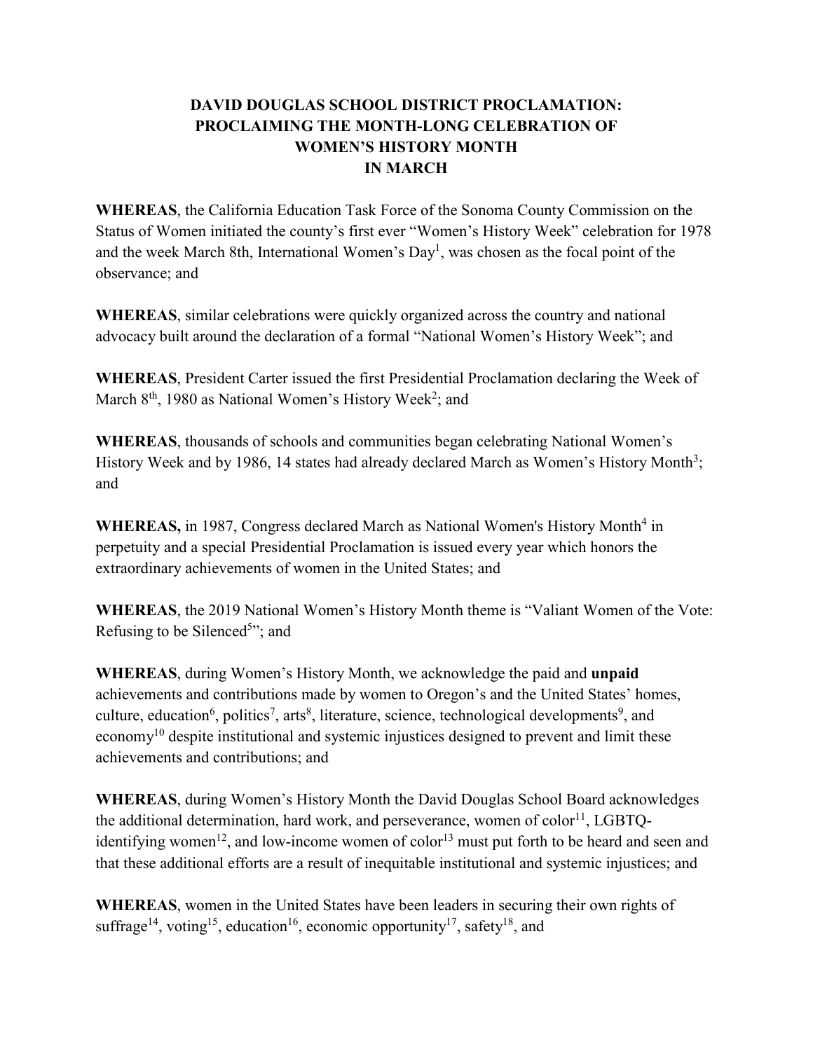# DAVID DOUGLAS SCHOOL DISTRICT PROCLAMATION: PROCLAIMING THE MONTH-LONG CELEBRATION OF WOMEN'S HISTORY MONTH IN MARCH

**WHEREAS**, the California Education Task Force of the Sonoma County Commission on the Status of Women initiated the county's first ever "Women's History Week" celebration for 1978 and the week March 8th, International Women's Day[1], was chosen as the focal point of the observance; and

**WHEREAS**, similar celebrations were quickly organized across the country and national advocacy built around the declaration of a formal "National Women's History Week"; and

**WHEREAS**, President Carter issued the first Presidential Proclamation declaring the Week of March 8th, 1980 as National Women's History Week[2]; and

**WHEREAS**, thousands of schools and communities began celebrating National Women's History Week and by 1986, 14 states had already declared March as Women's History Month[3]; and

**WHEREAS,** in 1987, Congress declared March as National Women's History Month[4] in perpetuity and a special Presidential Proclamation is issued every year which honors the extraordinary achievements of women in the United States; and

**WHEREAS**, the 2019 National Women's History Month theme is "Valiant Women of the Vote: Refusing to be Silenced[5]"; and

**WHEREAS**, during Women's History Month, we acknowledge the paid and **unpaid** achievements and contributions made by women to Oregon's and the United States' homes, culture, education[6], politics[7], arts[8], literature, science, technological developments[9], and economy[10] despite institutional and systemic injustices designed to prevent and limit these achievements and contributions; and

**WHEREAS**, during Women's History Month the David Douglas School Board acknowledges the additional determination, hard work, and perseverance, women of color[11], LGBTQ-identifying women[12], and low-income women of color[13] must put forth to be heard and seen and that these additional efforts are a result of inequitable institutional and systemic injustices; and

**WHEREAS**, women in the United States have been leaders in securing their own rights of suffrage[14], voting[15], education[16], economic opportunity[17], safety[18], and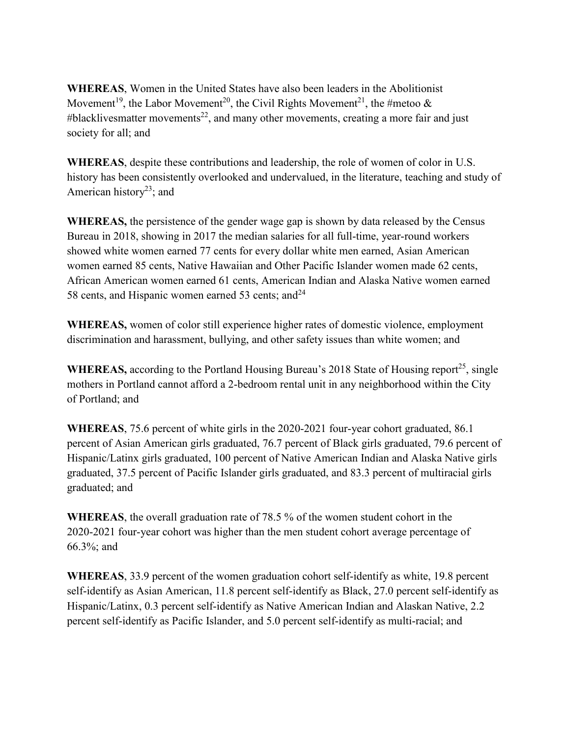**WHEREAS**, Women in the United States have also been leaders in the Abolitionist Movement[19], the Labor Movement[20], the Civil Rights Movement[21], the #metoo & #blacklivesmatter movements[22], and many other movements, creating a more fair and just society for all; and

**WHEREAS**, despite these contributions and leadership, the role of women of color in U.S. history has been consistently overlooked and undervalued, in the literature, teaching and study of American history[23]; and

**WHEREAS,** the persistence of the gender wage gap is shown by data released by the Census Bureau in 2018, showing in 2017 the median salaries for all full-time, year-round workers showed white women earned 77 cents for every dollar white men earned, Asian American women earned 85 cents, Native Hawaiian and Other Pacific Islander women made 62 cents, African American women earned 61 cents, American Indian and Alaska Native women earned 58 cents, and Hispanic women earned 53 cents; and[24]

**WHEREAS,** women of color still experience higher rates of domestic violence, employment discrimination and harassment, bullying, and other safety issues than white women; and

**WHEREAS,** according to the Portland Housing Bureau's 2018 State of Housing report[25], single mothers in Portland cannot afford a 2-bedroom rental unit in any neighborhood within the City of Portland; and

**WHEREAS**, 75.6 percent of white girls in the 2020-2021 four-year cohort graduated, 86.1 percent of Asian American girls graduated, 76.7 percent of Black girls graduated, 79.6 percent of Hispanic/Latinx girls graduated, 100 percent of Native American Indian and Alaska Native girls graduated, 37.5 percent of Pacific Islander girls graduated, and 83.3 percent of multiracial girls graduated; and

**WHEREAS**, the overall graduation rate of 78.5 % of the women student cohort in the 2020-2021 four-year cohort was higher than the men student cohort average percentage of 66.3%; and

**WHEREAS**, 33.9 percent of the women graduation cohort self-identify as white, 19.8 percent self-identify as Asian American, 11.8 percent self-identify as Black, 27.0 percent self-identify as Hispanic/Latinx, 0.3 percent self-identify as Native American Indian and Alaskan Native, 2.2 percent self-identify as Pacific Islander, and 5.0 percent self-identify as multi-racial; and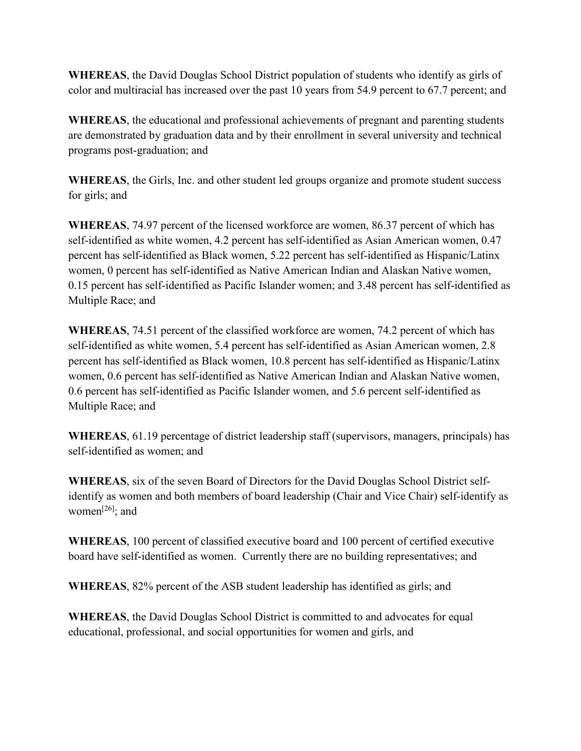**WHEREAS**, the David Douglas School District population of students who identify as girls of color and multiracial has increased over the past 10 years from 54.9 percent to 67.7 percent; and

**WHEREAS**, the educational and professional achievements of pregnant and parenting students are demonstrated by graduation data and by their enrollment in several university and technical programs post-graduation; and

**WHEREAS**, the Girls, Inc. and other student led groups organize and promote student success for girls; and

**WHEREAS**, 74.97 percent of the licensed workforce are women, 86.37 percent of which has self-identified as white women, 4.2 percent has self-identified as Asian American women, 0.47 percent has self-identified as Black women, 5.22 percent has self-identified as Hispanic/Latinx women, 0 percent has self-identified as Native American Indian and Alaskan Native women, 0.15 percent has self-identified as Pacific Islander women; and 3.48 percent has self-identified as Multiple Race; and

**WHEREAS**, 74.51 percent of the classified workforce are women, 74.2 percent of which has self-identified as white women, 5.4 percent has self-identified as Asian American women, 2.8 percent has self-identified as Black women, 10.8 percent has self-identified as Hispanic/Latinx women, 0.6 percent has self-identified as Native American Indian and Alaskan Native women, 0.6 percent has self-identified as Pacific Islander women, and 5.6 percent self-identified as Multiple Race; and

**WHEREAS**, 61.19 percentage of district leadership staff (supervisors, managers, principals) has self-identified as women; and

**WHEREAS**, six of the seven Board of Directors for the David Douglas School District self-identify as women and both members of board leadership (Chair and Vice Chair) self-identify as women[26]; and

**WHEREAS**, 100 percent of classified executive board and 100 percent of certified executive board have self-identified as women. Currently there are no building representatives; and

**WHEREAS**, 82% percent of the ASB student leadership has identified as girls; and

**WHEREAS**, the David Douglas School District is committed to and advocates for equal educational, professional, and social opportunities for women and girls, and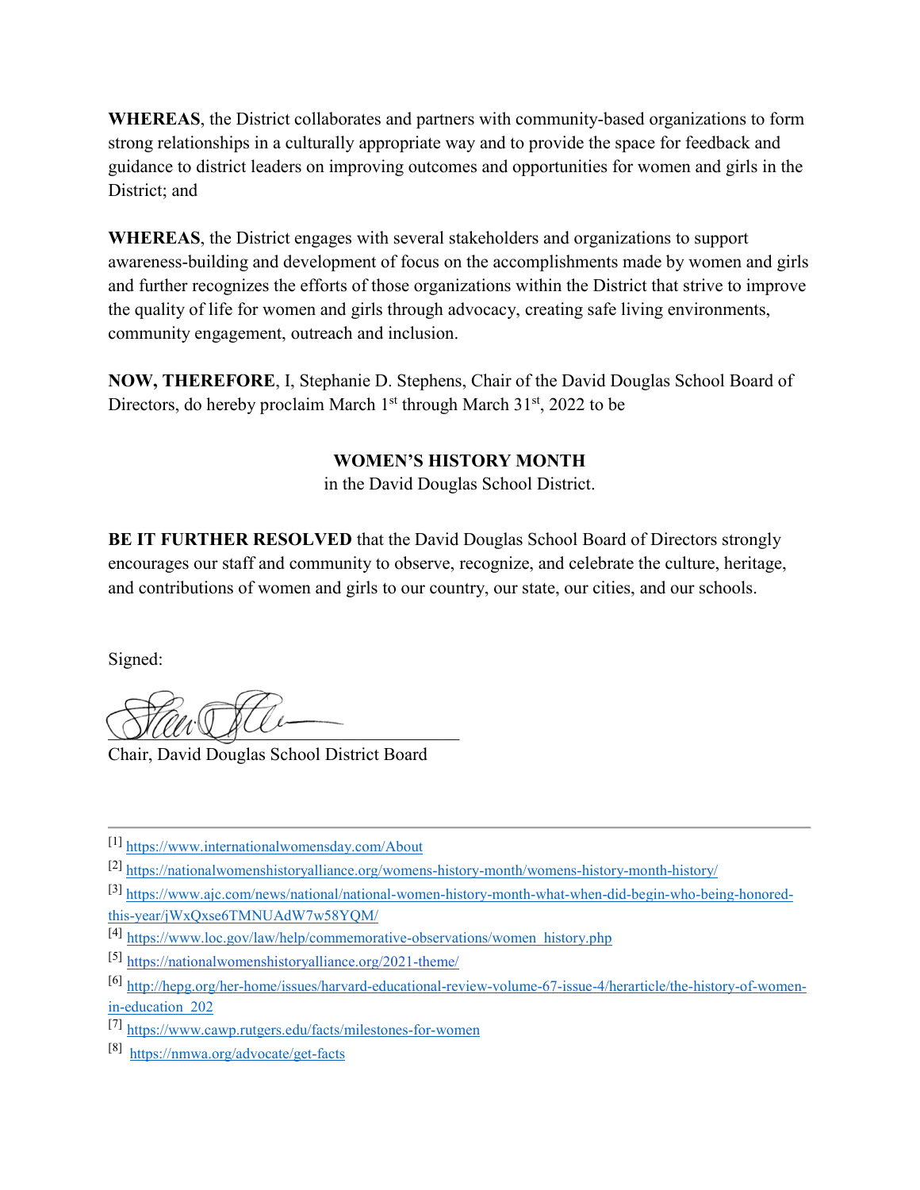**WHEREAS**, the District collaborates and partners with community-based organizations to form strong relationships in a culturally appropriate way and to provide the space for feedback and guidance to district leaders on improving outcomes and opportunities for women and girls in the District; and

**WHEREAS**, the District engages with several stakeholders and organizations to support awareness-building and development of focus on the accomplishments made by women and girls and further recognizes the efforts of those organizations within the District that strive to improve the quality of life for women and girls through advocacy, creating safe living environments, community engagement, outreach and inclusion.

**NOW, THEREFORE**, I, Stephanie D. Stephens, Chair of the David Douglas School Board of Directors, do hereby proclaim March 1st through March 31st, 2022 to be

**WOMEN'S HISTORY MONTH**

in the David Douglas School District.

**BE IT FURTHER RESOLVED** that the David Douglas School Board of Directors strongly encourages our staff and community to observe, recognize, and celebrate the culture, heritage, and contributions of women and girls to our country, our state, our cities, and our schools.

Signed:

Chair, David Douglas School District Board

---

[1] https://www.internationalwomensday.com/About

[2] https://nationalwomenshistoryalliance.org/womens-history-month/womens-history-month-history/

[3] https://www.ajc.com/news/national/national-women-history-month-what-when-did-begin-who-being-honored-this-year/jWxQxse6TMNUAdW7w58YQM/

[4] https://www.loc.gov/law/help/commemorative-observations/women_history.php

[5] https://nationalwomenshistoryalliance.org/2021-theme/

[6] http://hepg.org/her-home/issues/harvard-educational-review-volume-67-issue-4/herarticle/the-history-of-women-in-education_202

[7] https://www.cawp.rutgers.edu/facts/milestones-for-women

[8] https://nmwa.org/advocate/get-facts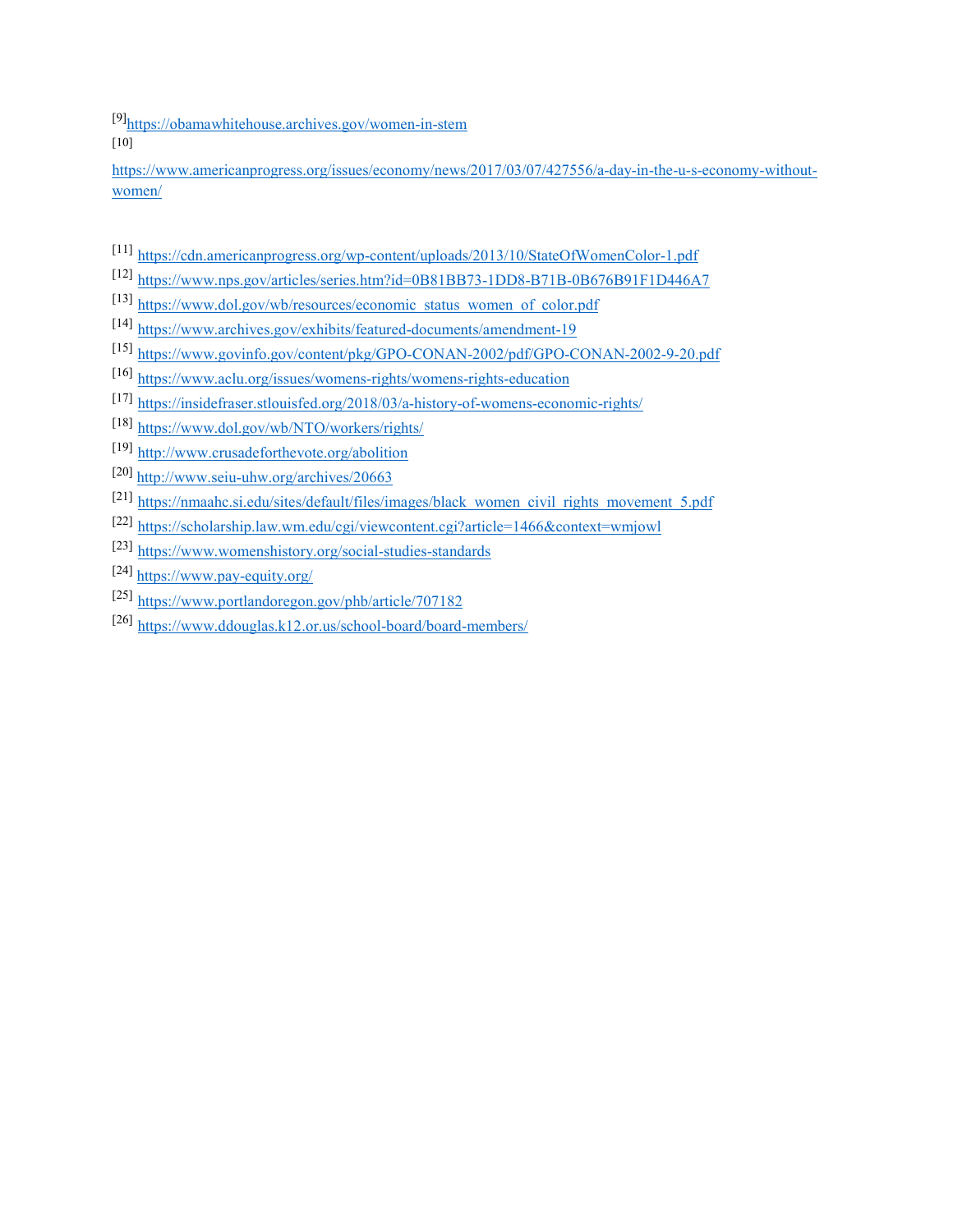[9] https://obamawhitehouse.archives.gov/women-in-stem

[10] https://www.americanprogress.org/issues/economy/news/2017/03/07/427556/a-day-in-the-u-s-economy-without-women/

[11] https://cdn.americanprogress.org/wp-content/uploads/2013/10/StateOfWomenColor-1.pdf

[12] https://www.nps.gov/articles/series.htm?id=0B81BB73-1DD8-B71B-0B676B91F1D446A7

[13] https://www.dol.gov/wb/resources/economic_status_women_of_color.pdf

[14] https://www.archives.gov/exhibits/featured-documents/amendment-19

[15] https://www.govinfo.gov/content/pkg/GPO-CONAN-2002/pdf/GPO-CONAN-2002-9-20.pdf

[16] https://www.aclu.org/issues/womens-rights/womens-rights-education

[17] https://insidefraser.stlouisfed.org/2018/03/a-history-of-womens-economic-rights/

[18] https://www.dol.gov/wb/NTO/workers/rights/

[19] http://www.crusadeforthevote.org/abolition

[20] http://www.seiu-uhw.org/archives/20663

[21] https://nmaahc.si.edu/sites/default/files/images/black_women_civil_rights_movement_5.pdf

[22] https://scholarship.law.wm.edu/cgi/viewcontent.cgi?article=1466&context=wmjowl

[23] https://www.womenshistory.org/social-studies-standards

[24] https://www.pay-equity.org/

[25] https://www.portlandoregon.gov/phb/article/707182

[26] https://www.ddouglas.k12.or.us/school-board/board-members/